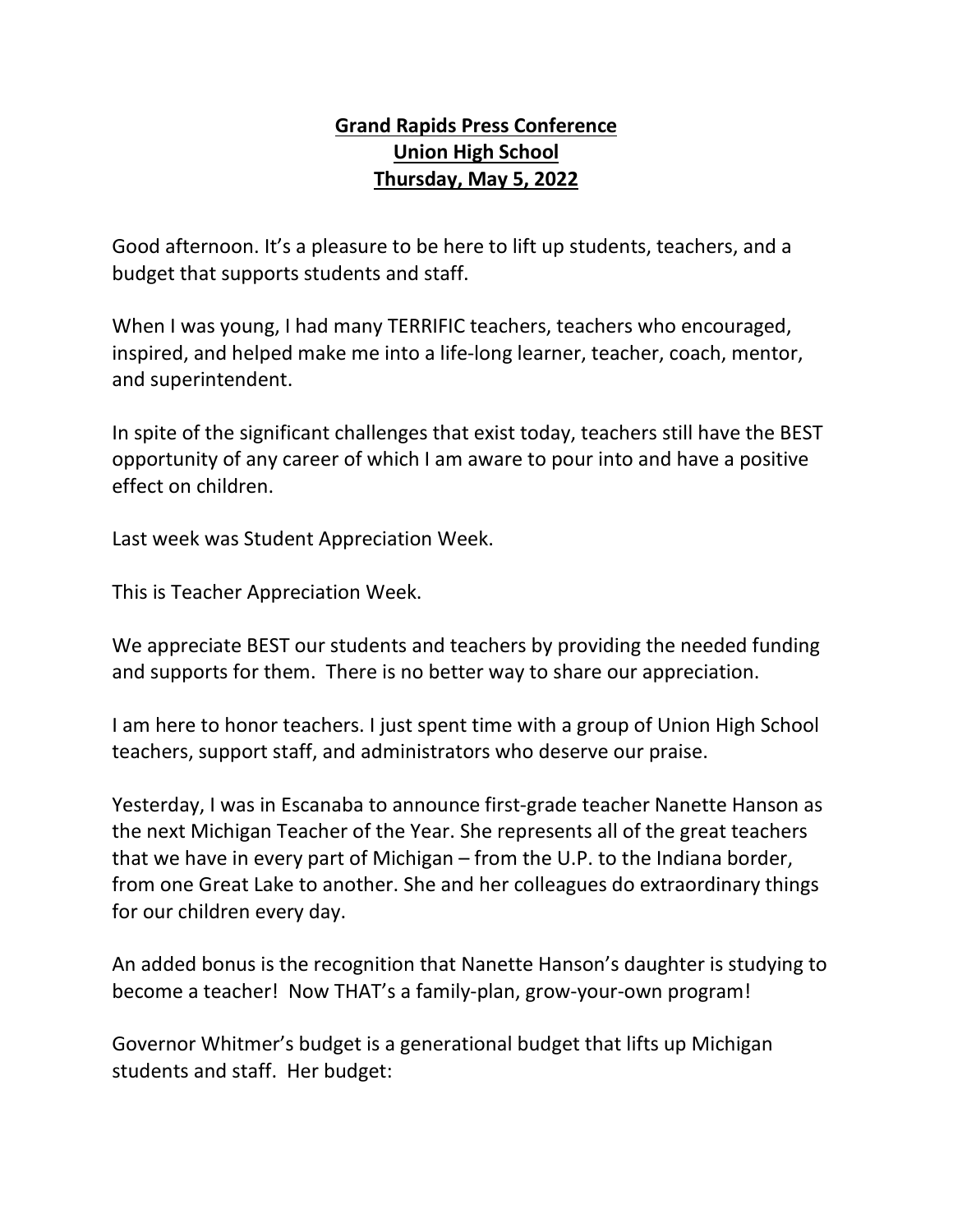# Grand Rapids Press Conference
# Union High School
# Thursday, May 5, 2022

Good afternoon. It's a pleasure to be here to lift up students, teachers, and a budget that supports students and staff.

When I was young, I had many TERRIFIC teachers, teachers who encouraged, inspired, and helped make me into a life-long learner, teacher, coach, mentor, and superintendent.

In spite of the significant challenges that exist today, teachers still have the BEST opportunity of any career of which I am aware to pour into and have a positive effect on children.

Last week was Student Appreciation Week.

This is Teacher Appreciation Week.

We appreciate BEST our students and teachers by providing the needed funding and supports for them. There is no better way to share our appreciation.

I am here to honor teachers. I just spent time with a group of Union High School teachers, support staff, and administrators who deserve our praise.

Yesterday, I was in Escanaba to announce first-grade teacher Nanette Hanson as the next Michigan Teacher of the Year. She represents all of the great teachers that we have in every part of Michigan – from the U.P. to the Indiana border, from one Great Lake to another. She and her colleagues do extraordinary things for our children every day.

An added bonus is the recognition that Nanette Hanson's daughter is studying to become a teacher! Now THAT's a family-plan, grow-your-own program!

Governor Whitmer's budget is a generational budget that lifts up Michigan students and staff. Her budget: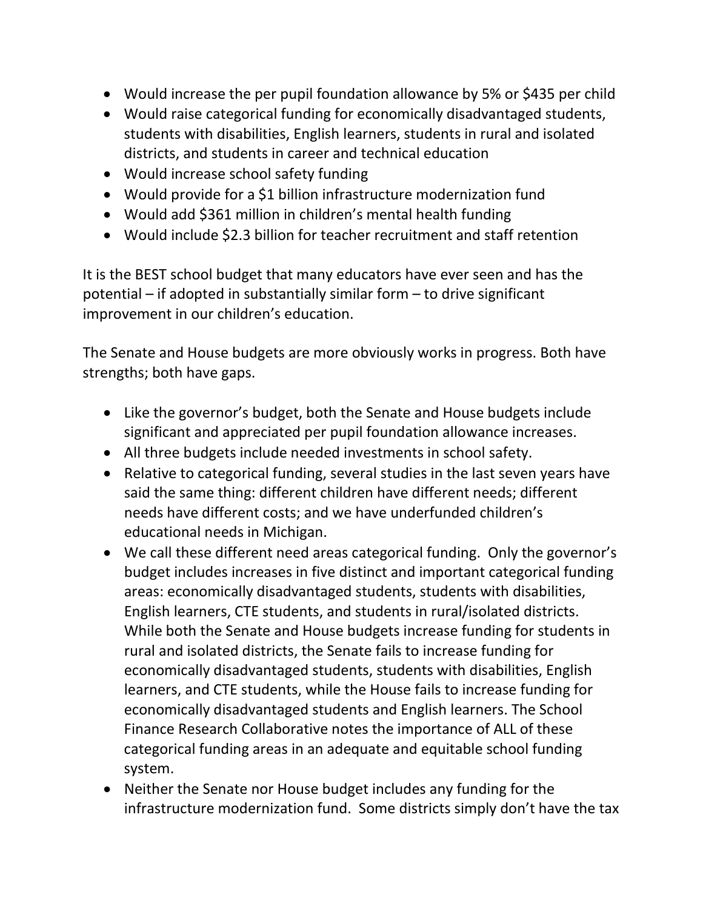- Would increase the per pupil foundation allowance by 5% or $435 per child
- Would raise categorical funding for economically disadvantaged students, students with disabilities, English learners, students in rural and isolated districts, and students in career and technical education
- Would increase school safety funding
- Would provide for a $1 billion infrastructure modernization fund
- Would add $361 million in children's mental health funding
- Would include $2.3 billion for teacher recruitment and staff retention

It is the BEST school budget that many educators have ever seen and has the potential – if adopted in substantially similar form – to drive significant improvement in our children's education.

The Senate and House budgets are more obviously works in progress. Both have strengths; both have gaps.

- Like the governor's budget, both the Senate and House budgets include significant and appreciated per pupil foundation allowance increases.
- All three budgets include needed investments in school safety.
- Relative to categorical funding, several studies in the last seven years have said the same thing: different children have different needs; different needs have different costs; and we have underfunded children's educational needs in Michigan.
- We call these different need areas categorical funding. Only the governor's budget includes increases in five distinct and important categorical funding areas: economically disadvantaged students, students with disabilities, English learners, CTE students, and students in rural/isolated districts. While both the Senate and House budgets increase funding for students in rural and isolated districts, the Senate fails to increase funding for economically disadvantaged students, students with disabilities, English learners, and CTE students, while the House fails to increase funding for economically disadvantaged students and English learners. The School Finance Research Collaborative notes the importance of ALL of these categorical funding areas in an adequate and equitable school funding system.
- Neither the Senate nor House budget includes any funding for the infrastructure modernization fund. Some districts simply don't have the tax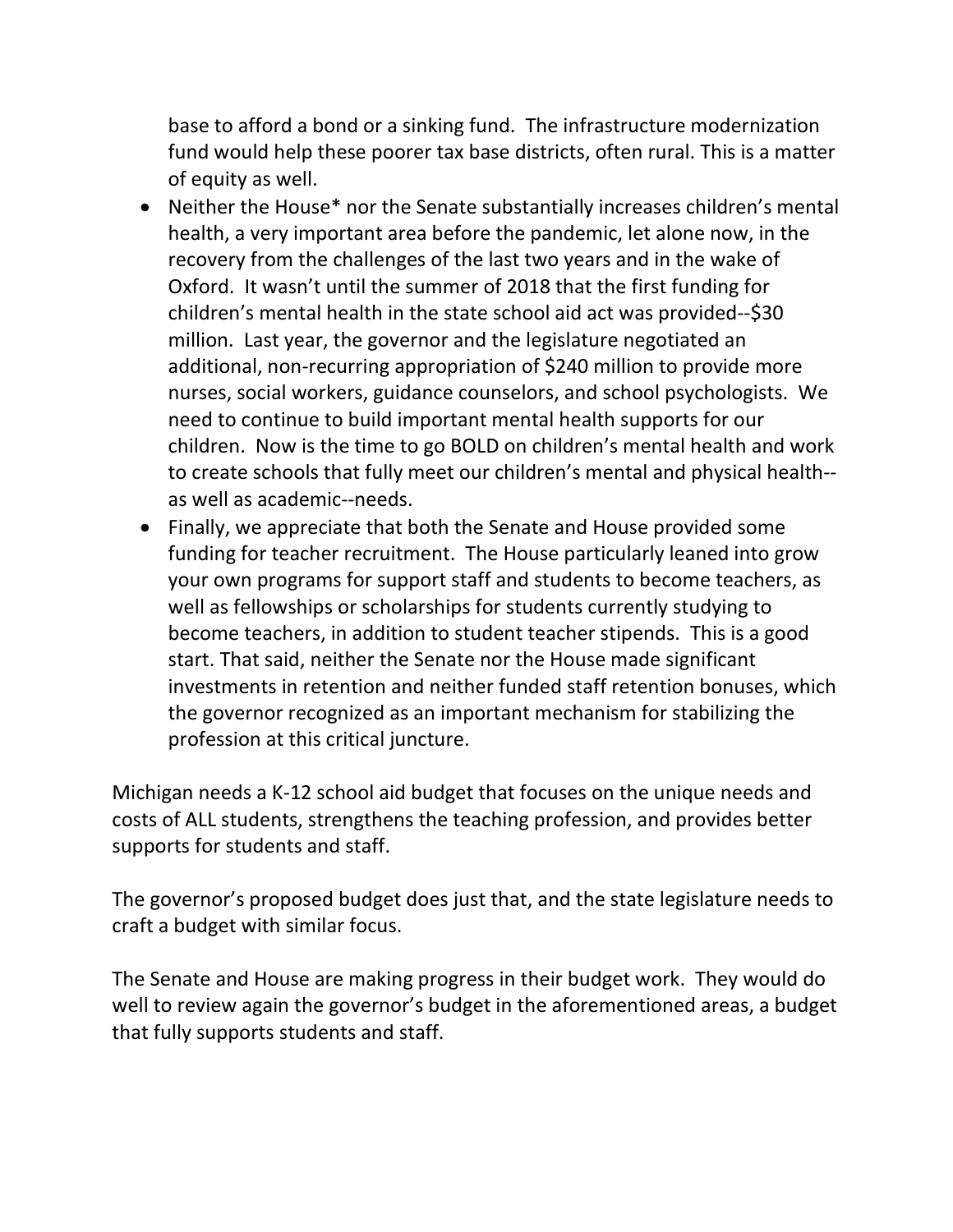base to afford a bond or a sinking fund.  The infrastructure modernization fund would help these poorer tax base districts, often rural. This is a matter of equity as well.

- Neither the House* nor the Senate substantially increases children's mental health, a very important area before the pandemic, let alone now, in the recovery from the challenges of the last two years and in the wake of Oxford.  It wasn't until the summer of 2018 that the first funding for children's mental health in the state school aid act was provided--$30 million.  Last year, the governor and the legislature negotiated an additional, non-recurring appropriation of $240 million to provide more nurses, social workers, guidance counselors, and school psychologists.  We need to continue to build important mental health supports for our children.  Now is the time to go BOLD on children's mental health and work to create schools that fully meet our children's mental and physical health--as well as academic--needs.
- Finally, we appreciate that both the Senate and House provided some funding for teacher recruitment.  The House particularly leaned into grow your own programs for support staff and students to become teachers, as well as fellowships or scholarships for students currently studying to become teachers, in addition to student teacher stipends.  This is a good start. That said, neither the Senate nor the House made significant investments in retention and neither funded staff retention bonuses, which the governor recognized as an important mechanism for stabilizing the profession at this critical juncture.

Michigan needs a K-12 school aid budget that focuses on the unique needs and costs of ALL students, strengthens the teaching profession, and provides better supports for students and staff.

The governor's proposed budget does just that, and the state legislature needs to craft a budget with similar focus.

The Senate and House are making progress in their budget work.  They would do well to review again the governor's budget in the aforementioned areas, a budget that fully supports students and staff.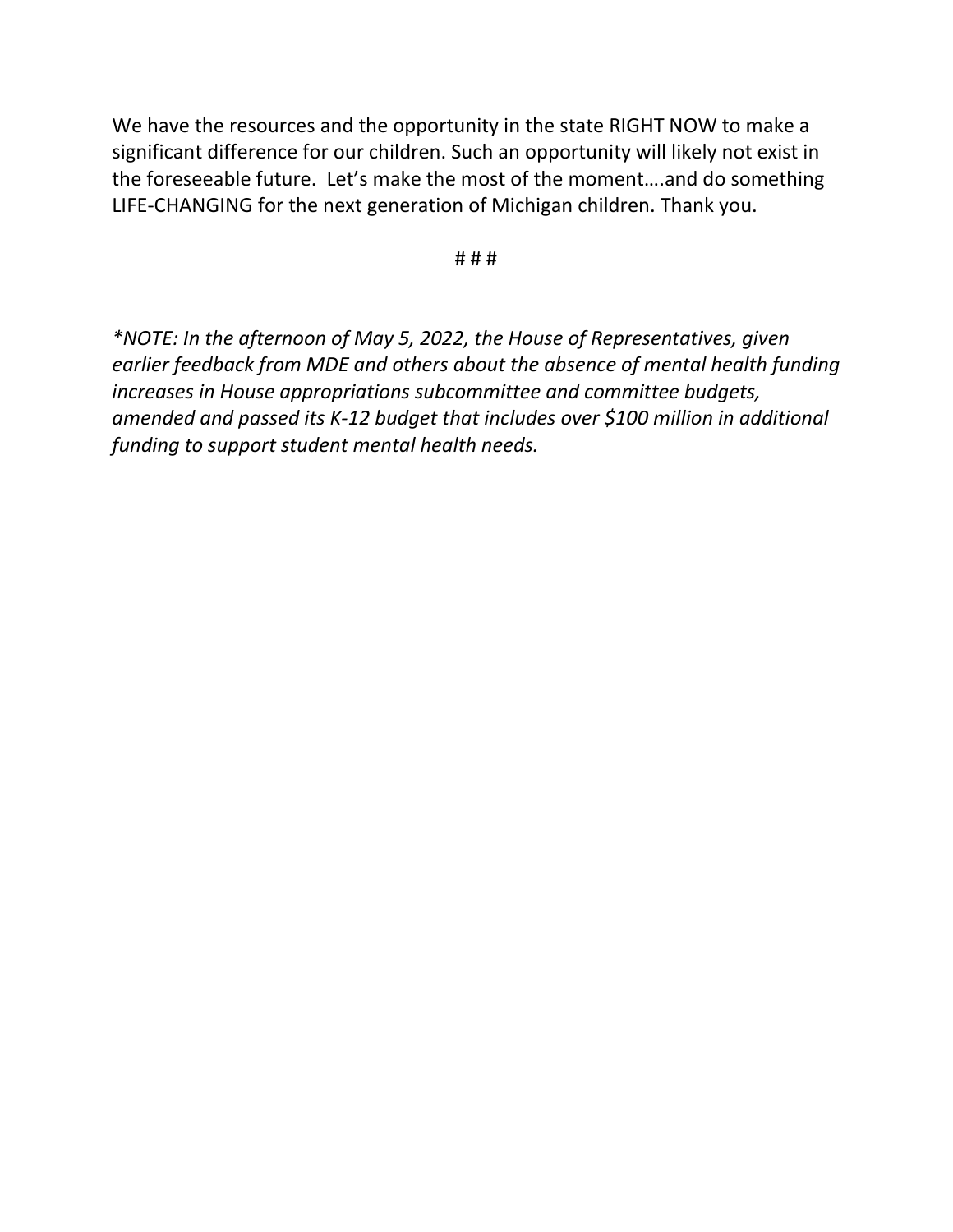We have the resources and the opportunity in the state RIGHT NOW to make a significant difference for our children. Such an opportunity will likely not exist in the foreseeable future. Let's make the most of the moment….and do something LIFE-CHANGING for the next generation of Michigan children. Thank you.

# # #

*\*NOTE: In the afternoon of May 5, 2022, the House of Representatives, given earlier feedback from MDE and others about the absence of mental health funding increases in House appropriations subcommittee and committee budgets, amended and passed its K-12 budget that includes over $100 million in additional funding to support student mental health needs.*